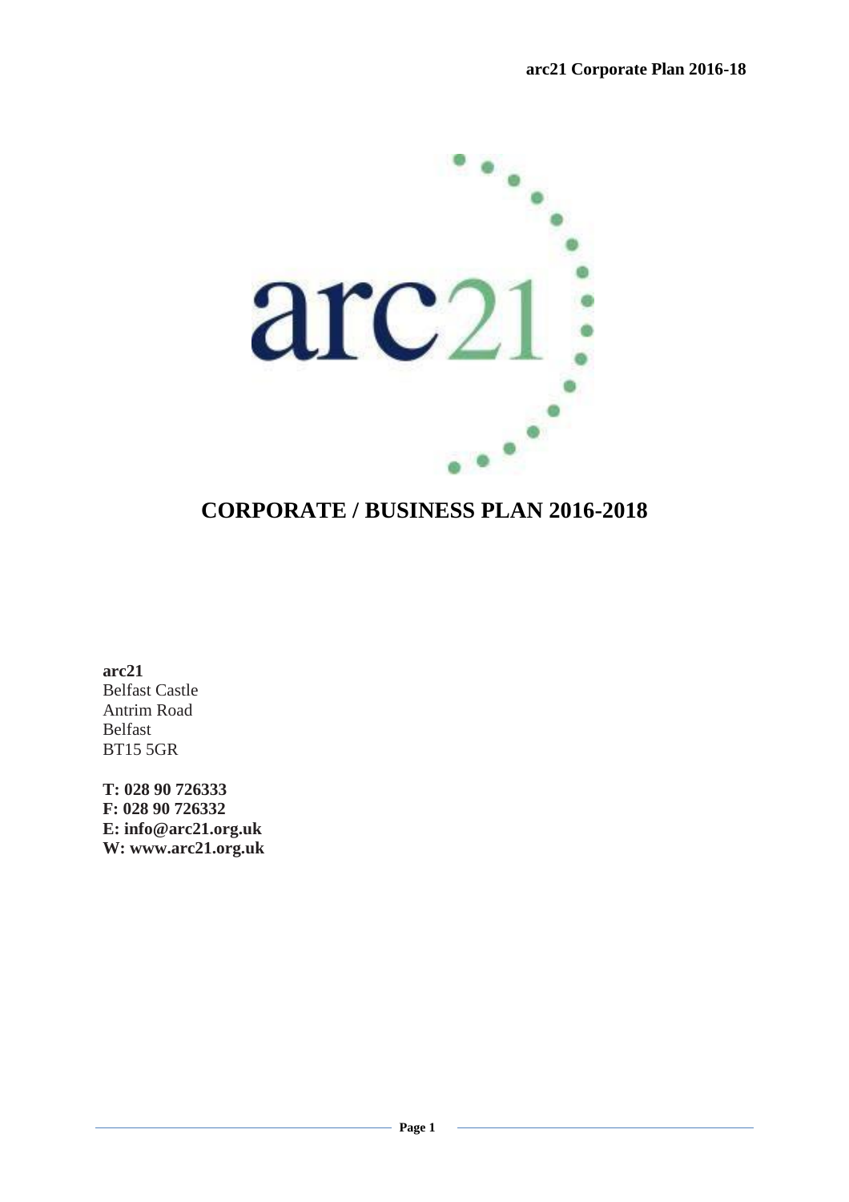# CORPORATE / BUSINESS PLAN 2016-2018

**arc21**
Belfast Castle
Antrim Road
Belfast
BT15 5GR

**T: 028 90 726333**
**F: 028 90 726332**
**E: info@arc21.org.uk**
**W: www.arc21.org.uk**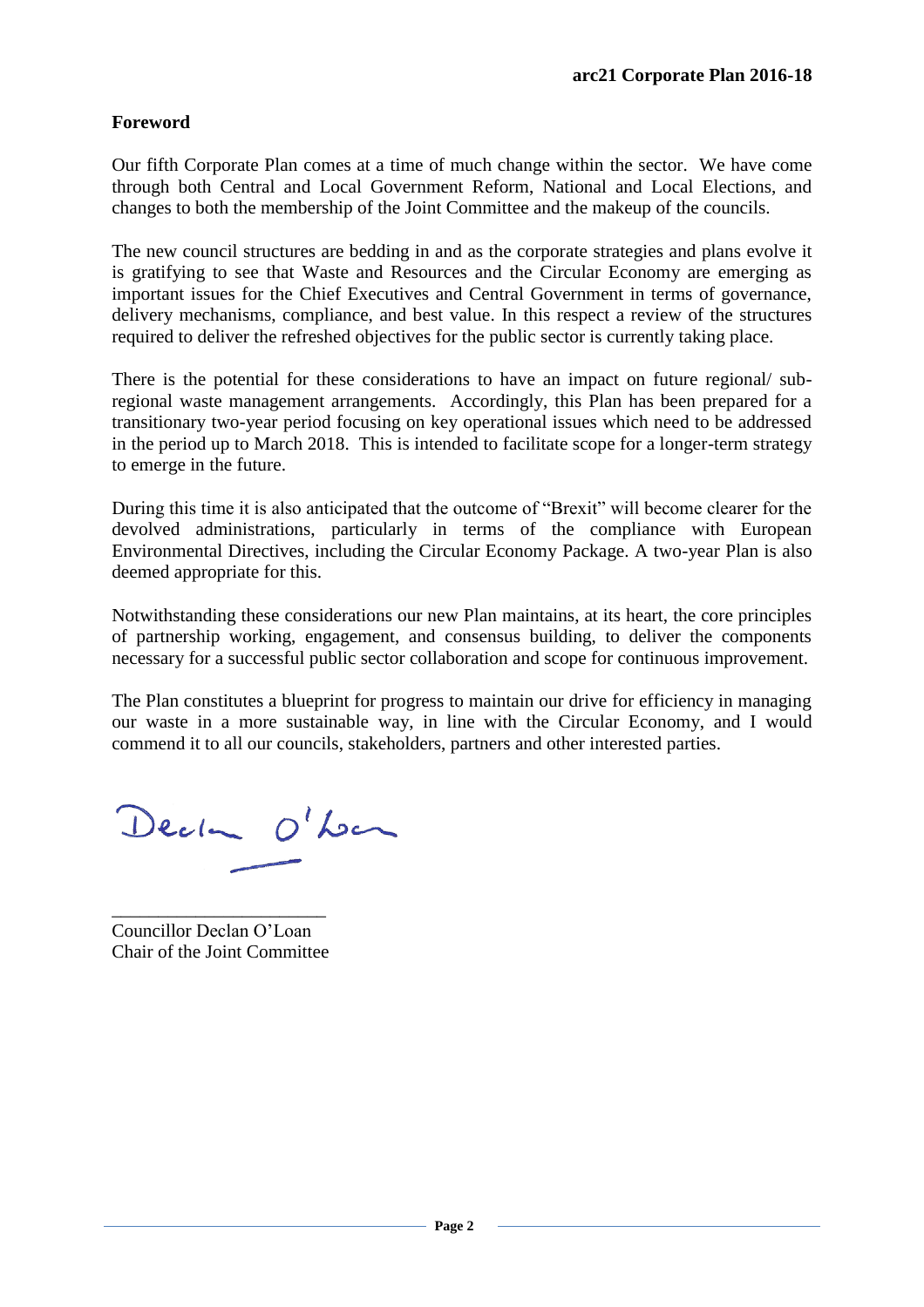## Foreword

Our fifth Corporate Plan comes at a time of much change within the sector. We have come through both Central and Local Government Reform, National and Local Elections, and changes to both the membership of the Joint Committee and the makeup of the councils.

The new council structures are bedding in and as the corporate strategies and plans evolve it is gratifying to see that Waste and Resources and the Circular Economy are emerging as important issues for the Chief Executives and Central Government in terms of governance, delivery mechanisms, compliance, and best value. In this respect a review of the structures required to deliver the refreshed objectives for the public sector is currently taking place.

There is the potential for these considerations to have an impact on future regional/ sub-regional waste management arrangements. Accordingly, this Plan has been prepared for a transitionary two-year period focusing on key operational issues which need to be addressed in the period up to March 2018. This is intended to facilitate scope for a longer-term strategy to emerge in the future.

During this time it is also anticipated that the outcome of "Brexit" will become clearer for the devolved administrations, particularly in terms of the compliance with European Environmental Directives, including the Circular Economy Package. A two-year Plan is also deemed appropriate for this.

Notwithstanding these considerations our new Plan maintains, at its heart, the core principles of partnership working, engagement, and consensus building, to deliver the components necessary for a successful public sector collaboration and scope for continuous improvement.

The Plan constitutes a blueprint for progress to maintain our drive for efficiency in managing our waste in a more sustainable way, in line with the Circular Economy, and I would commend it to all our councils, stakeholders, partners and other interested parties.

Declan O'Loan

\_\_\_\_\_\_\_\_\_\_\_\_\_\_\_\_\_\_\_\_\_\_\_

Councillor Declan O'Loan
Chair of the Joint Committee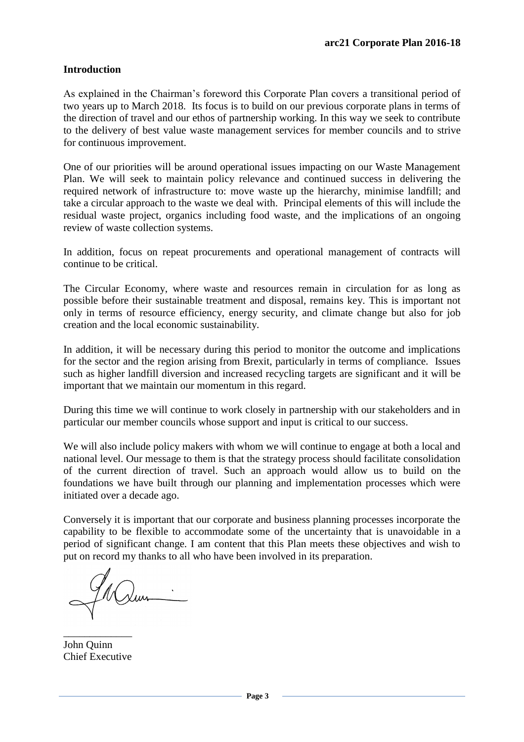## Introduction

As explained in the Chairman's foreword this Corporate Plan covers a transitional period of two years up to March 2018. Its focus is to build on our previous corporate plans in terms of the direction of travel and our ethos of partnership working. In this way we seek to contribute to the delivery of best value waste management services for member councils and to strive for continuous improvement.

One of our priorities will be around operational issues impacting on our Waste Management Plan. We will seek to maintain policy relevance and continued success in delivering the required network of infrastructure to: move waste up the hierarchy, minimise landfill; and take a circular approach to the waste we deal with. Principal elements of this will include the residual waste project, organics including food waste, and the implications of an ongoing review of waste collection systems.

In addition, focus on repeat procurements and operational management of contracts will continue to be critical.

The Circular Economy, where waste and resources remain in circulation for as long as possible before their sustainable treatment and disposal, remains key. This is important not only in terms of resource efficiency, energy security, and climate change but also for job creation and the local economic sustainability.

In addition, it will be necessary during this period to monitor the outcome and implications for the sector and the region arising from Brexit, particularly in terms of compliance. Issues such as higher landfill diversion and increased recycling targets are significant and it will be important that we maintain our momentum in this regard.

During this time we will continue to work closely in partnership with our stakeholders and in particular our member councils whose support and input is critical to our success.

We will also include policy makers with whom we will continue to engage at both a local and national level. Our message to them is that the strategy process should facilitate consolidation of the current direction of travel. Such an approach would allow us to build on the foundations we have built through our planning and implementation processes which were initiated over a decade ago.

Conversely it is important that our corporate and business planning processes incorporate the capability to be flexible to accommodate some of the uncertainty that is unavoidable in a period of significant change. I am content that this Plan meets these objectives and wish to put on record my thanks to all who have been involved in its preparation.

John Quinn
Chief Executive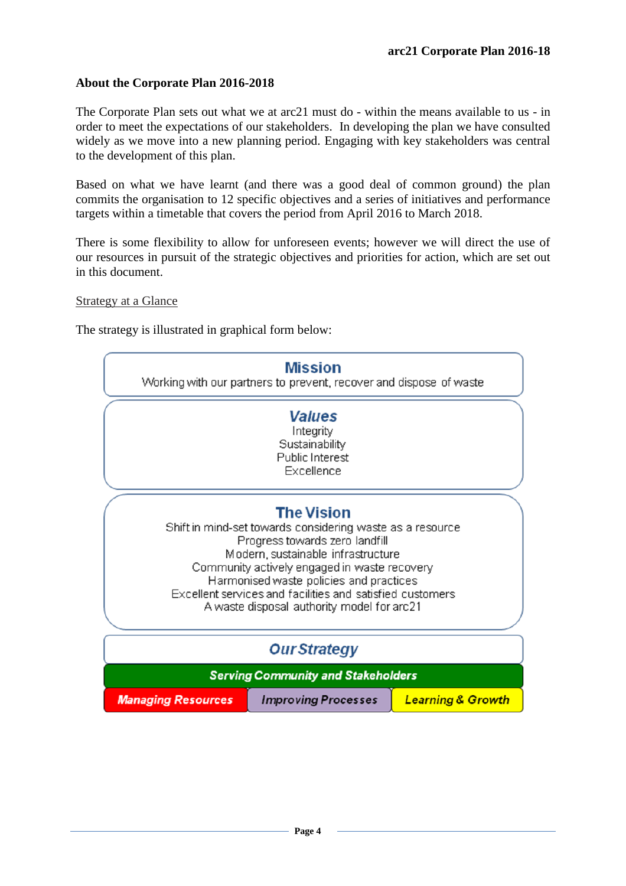## About the Corporate Plan 2016-2018

The Corporate Plan sets out what we at arc21 must do - within the means available to us - in order to meet the expectations of our stakeholders. In developing the plan we have consulted widely as we move into a new planning period. Engaging with key stakeholders was central to the development of this plan.

Based on what we have learnt (and there was a good deal of common ground) the plan commits the organisation to 12 specific objectives and a series of initiatives and performance targets within a timetable that covers the period from April 2016 to March 2018.

There is some flexibility to allow for unforeseen events; however we will direct the use of our resources in pursuit of the strategic objectives and priorities for action, which are set out in this document.

Strategy at a Glance

The strategy is illustrated in graphical form below:

**Mission**
Working with our partners to prevent, recover and dispose of waste

***Values***
Integrity
Sustainability
Public Interest
Excellence

**The Vision**
Shift in mind-set towards considering waste as a resource
Progress towards zero landfill
Modern, sustainable infrastructure
Community actively engaged in waste recovery
Harmonised waste policies and practices
Excellent services and facilities and satisfied customers
A waste disposal authority model for arc21

***Our Strategy***

***Serving Community and Stakeholders***

| ***Managing Resources*** | ***Improving Processes*** | ***Learning & Growth*** |
|---|---|---|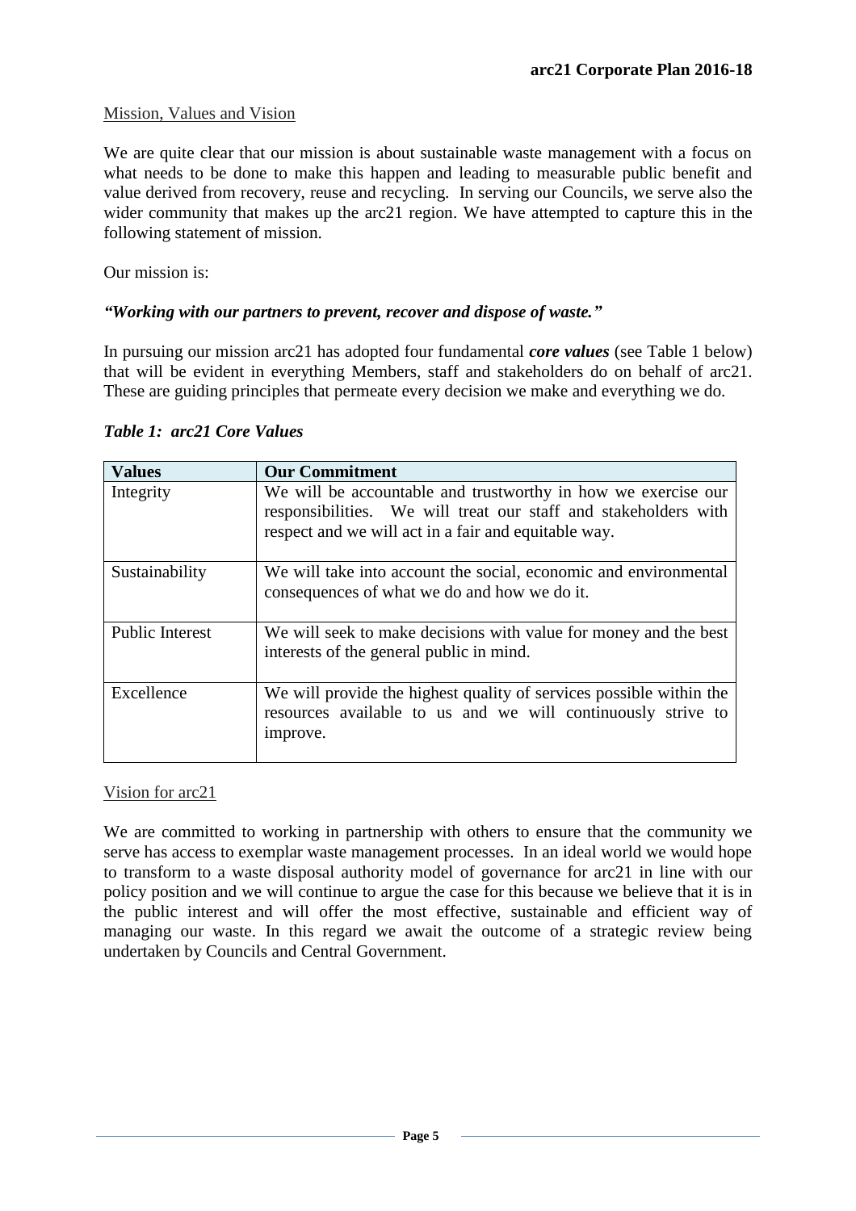## Mission, Values and Vision

We are quite clear that our mission is about sustainable waste management with a focus on what needs to be done to make this happen and leading to measurable public benefit and value derived from recovery, reuse and recycling. In serving our Councils, we serve also the wider community that makes up the arc21 region. We have attempted to capture this in the following statement of mission.

Our mission is:

***"Working with our partners to prevent, recover and dispose of waste."***

In pursuing our mission arc21 has adopted four fundamental ***core values*** (see Table 1 below) that will be evident in everything Members, staff and stakeholders do on behalf of arc21. These are guiding principles that permeate every decision we make and everything we do.

***Table 1: arc21 Core Values***

| Values | Our Commitment |
|---|---|
| Integrity | We will be accountable and trustworthy in how we exercise our responsibilities. We will treat our staff and stakeholders with respect and we will act in a fair and equitable way. |
| Sustainability | We will take into account the social, economic and environmental consequences of what we do and how we do it. |
| Public Interest | We will seek to make decisions with value for money and the best interests of the general public in mind. |
| Excellence | We will provide the highest quality of services possible within the resources available to us and we will continuously strive to improve. |

## Vision for arc21

We are committed to working in partnership with others to ensure that the community we serve has access to exemplar waste management processes. In an ideal world we would hope to transform to a waste disposal authority model of governance for arc21 in line with our policy position and we will continue to argue the case for this because we believe that it is in the public interest and will offer the most effective, sustainable and efficient way of managing our waste. In this regard we await the outcome of a strategic review being undertaken by Councils and Central Government.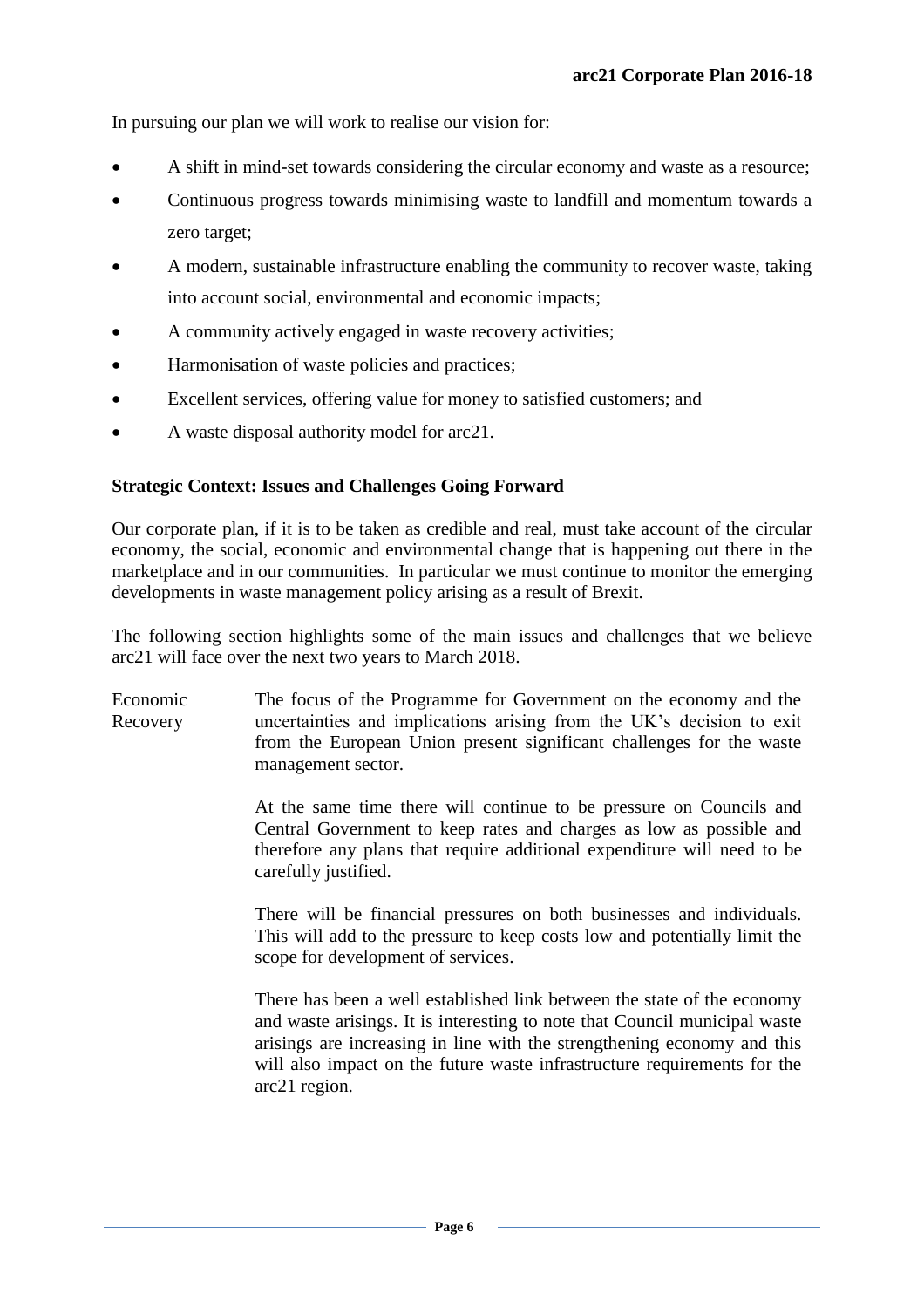In pursuing our plan we will work to realise our vision for:

- A shift in mind-set towards considering the circular economy and waste as a resource;
- Continuous progress towards minimising waste to landfill and momentum towards a zero target;
- A modern, sustainable infrastructure enabling the community to recover waste, taking into account social, environmental and economic impacts;
- A community actively engaged in waste recovery activities;
- Harmonisation of waste policies and practices;
- Excellent services, offering value for money to satisfied customers; and
- A waste disposal authority model for arc21.

**Strategic Context: Issues and Challenges Going Forward**

Our corporate plan, if it is to be taken as credible and real, must take account of the circular economy, the social, economic and environmental change that is happening out there in the marketplace and in our communities. In particular we must continue to monitor the emerging developments in waste management policy arising as a result of Brexit.

The following section highlights some of the main issues and challenges that we believe arc21 will face over the next two years to March 2018.

Economic Recovery

The focus of the Programme for Government on the economy and the uncertainties and implications arising from the UK's decision to exit from the European Union present significant challenges for the waste management sector.

At the same time there will continue to be pressure on Councils and Central Government to keep rates and charges as low as possible and therefore any plans that require additional expenditure will need to be carefully justified.

There will be financial pressures on both businesses and individuals. This will add to the pressure to keep costs low and potentially limit the scope for development of services.

There has been a well established link between the state of the economy and waste arisings. It is interesting to note that Council municipal waste arisings are increasing in line with the strengthening economy and this will also impact on the future waste infrastructure requirements for the arc21 region.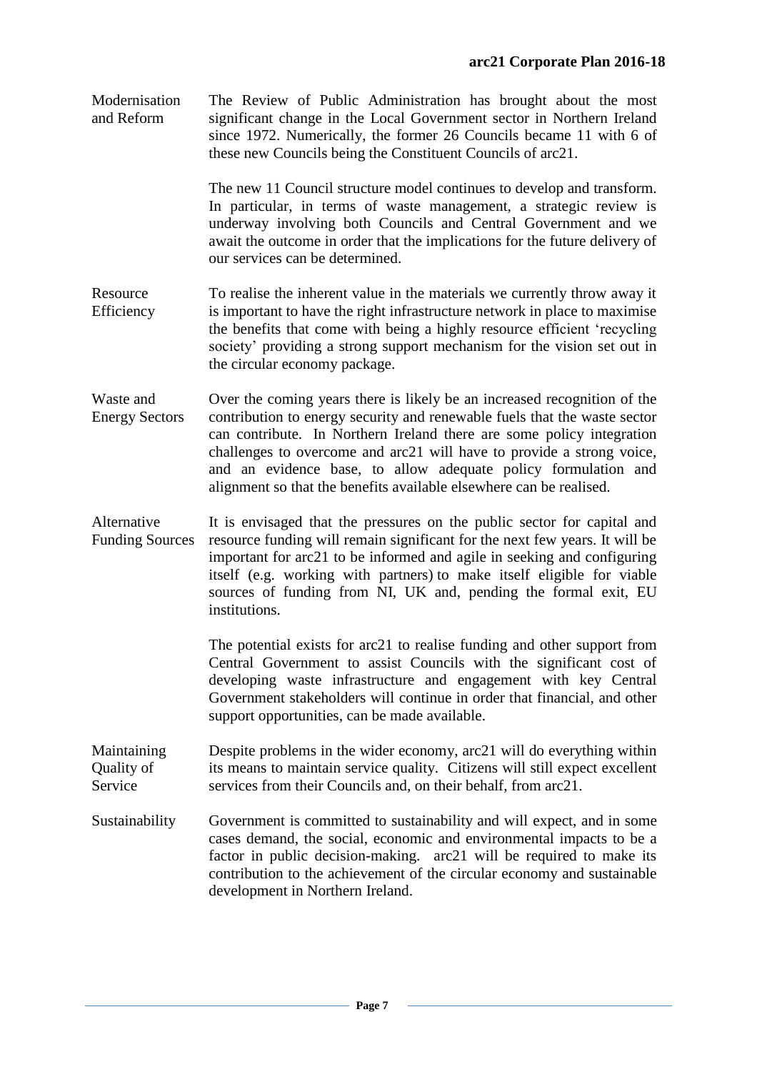**Modernisation and Reform**

The Review of Public Administration has brought about the most significant change in the Local Government sector in Northern Ireland since 1972. Numerically, the former 26 Councils became 11 with 6 of these new Councils being the Constituent Councils of arc21.

The new 11 Council structure model continues to develop and transform. In particular, in terms of waste management, a strategic review is underway involving both Councils and Central Government and we await the outcome in order that the implications for the future delivery of our services can be determined.

**Resource Efficiency**

To realise the inherent value in the materials we currently throw away it is important to have the right infrastructure network in place to maximise the benefits that come with being a highly resource efficient 'recycling society' providing a strong support mechanism for the vision set out in the circular economy package.

**Waste and Energy Sectors**

Over the coming years there is likely be an increased recognition of the contribution to energy security and renewable fuels that the waste sector can contribute. In Northern Ireland there are some policy integration challenges to overcome and arc21 will have to provide a strong voice, and an evidence base, to allow adequate policy formulation and alignment so that the benefits available elsewhere can be realised.

**Alternative Funding Sources**

It is envisaged that the pressures on the public sector for capital and resource funding will remain significant for the next few years. It will be important for arc21 to be informed and agile in seeking and configuring itself (e.g. working with partners) to make itself eligible for viable sources of funding from NI, UK and, pending the formal exit, EU institutions.

The potential exists for arc21 to realise funding and other support from Central Government to assist Councils with the significant cost of developing waste infrastructure and engagement with key Central Government stakeholders will continue in order that financial, and other support opportunities, can be made available.

**Maintaining Quality of Service**

Despite problems in the wider economy, arc21 will do everything within its means to maintain service quality. Citizens will still expect excellent services from their Councils and, on their behalf, from arc21.

**Sustainability**

Government is committed to sustainability and will expect, and in some cases demand, the social, economic and environmental impacts to be a factor in public decision-making. arc21 will be required to make its contribution to the achievement of the circular economy and sustainable development in Northern Ireland.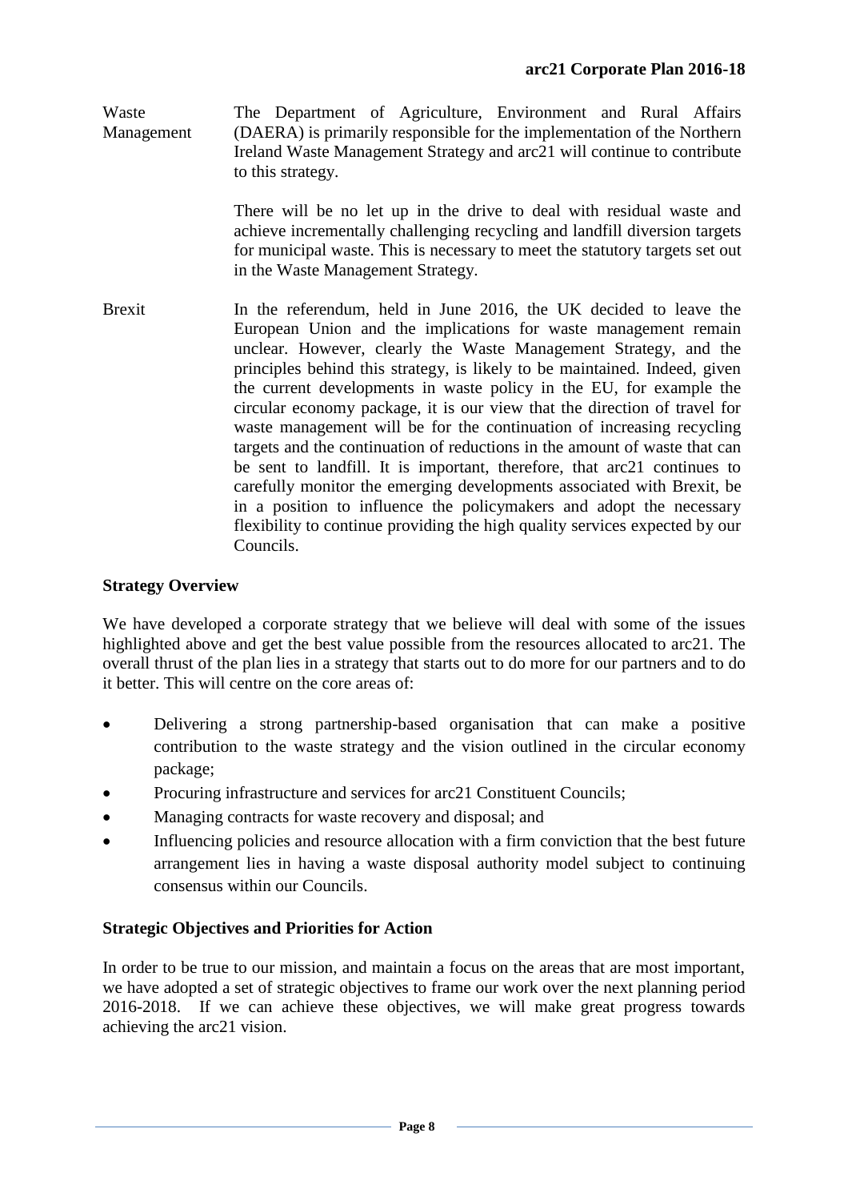**Waste Management**

The Department of Agriculture, Environment and Rural Affairs (DAERA) is primarily responsible for the implementation of the Northern Ireland Waste Management Strategy and arc21 will continue to contribute to this strategy.

There will be no let up in the drive to deal with residual waste and achieve incrementally challenging recycling and landfill diversion targets for municipal waste. This is necessary to meet the statutory targets set out in the Waste Management Strategy.

**Brexit**

In the referendum, held in June 2016, the UK decided to leave the European Union and the implications for waste management remain unclear. However, clearly the Waste Management Strategy, and the principles behind this strategy, is likely to be maintained. Indeed, given the current developments in waste policy in the EU, for example the circular economy package, it is our view that the direction of travel for waste management will be for the continuation of increasing recycling targets and the continuation of reductions in the amount of waste that can be sent to landfill. It is important, therefore, that arc21 continues to carefully monitor the emerging developments associated with Brexit, be in a position to influence the policymakers and adopt the necessary flexibility to continue providing the high quality services expected by our Councils.

## Strategy Overview

We have developed a corporate strategy that we believe will deal with some of the issues highlighted above and get the best value possible from the resources allocated to arc21. The overall thrust of the plan lies in a strategy that starts out to do more for our partners and to do it better. This will centre on the core areas of:

- Delivering a strong partnership-based organisation that can make a positive contribution to the waste strategy and the vision outlined in the circular economy package;
- Procuring infrastructure and services for arc21 Constituent Councils;
- Managing contracts for waste recovery and disposal; and
- Influencing policies and resource allocation with a firm conviction that the best future arrangement lies in having a waste disposal authority model subject to continuing consensus within our Councils.

## Strategic Objectives and Priorities for Action

In order to be true to our mission, and maintain a focus on the areas that are most important, we have adopted a set of strategic objectives to frame our work over the next planning period 2016-2018. If we can achieve these objectives, we will make great progress towards achieving the arc21 vision.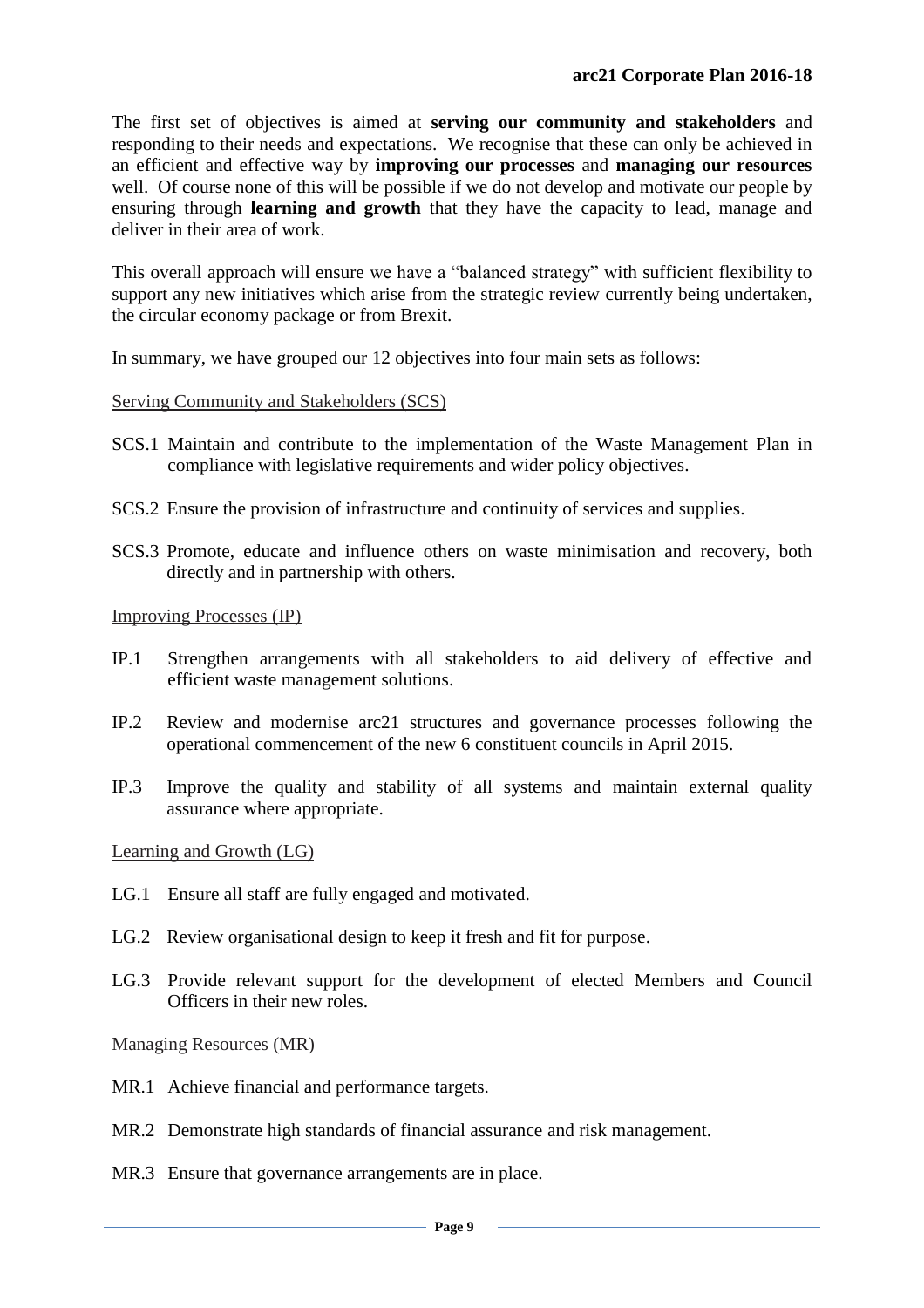The first set of objectives is aimed at **serving our community and stakeholders** and responding to their needs and expectations. We recognise that these can only be achieved in an efficient and effective way by **improving our processes** and **managing our resources** well. Of course none of this will be possible if we do not develop and motivate our people by ensuring through **learning and growth** that they have the capacity to lead, manage and deliver in their area of work.

This overall approach will ensure we have a "balanced strategy" with sufficient flexibility to support any new initiatives which arise from the strategic review currently being undertaken, the circular economy package or from Brexit.

In summary, we have grouped our 12 objectives into four main sets as follows:

<u>Serving Community and Stakeholders (SCS)</u>

SCS.1 Maintain and contribute to the implementation of the Waste Management Plan in compliance with legislative requirements and wider policy objectives.

SCS.2 Ensure the provision of infrastructure and continuity of services and supplies.

SCS.3 Promote, educate and influence others on waste minimisation and recovery, both directly and in partnership with others.

<u>Improving Processes (IP)</u>

IP.1 Strengthen arrangements with all stakeholders to aid delivery of effective and efficient waste management solutions.

IP.2 Review and modernise arc21 structures and governance processes following the operational commencement of the new 6 constituent councils in April 2015.

IP.3 Improve the quality and stability of all systems and maintain external quality assurance where appropriate.

<u>Learning and Growth (LG)</u>

LG.1 Ensure all staff are fully engaged and motivated.

LG.2 Review organisational design to keep it fresh and fit for purpose.

LG.3 Provide relevant support for the development of elected Members and Council Officers in their new roles.

<u>Managing Resources (MR)</u>

MR.1 Achieve financial and performance targets.

MR.2 Demonstrate high standards of financial assurance and risk management.

MR.3 Ensure that governance arrangements are in place.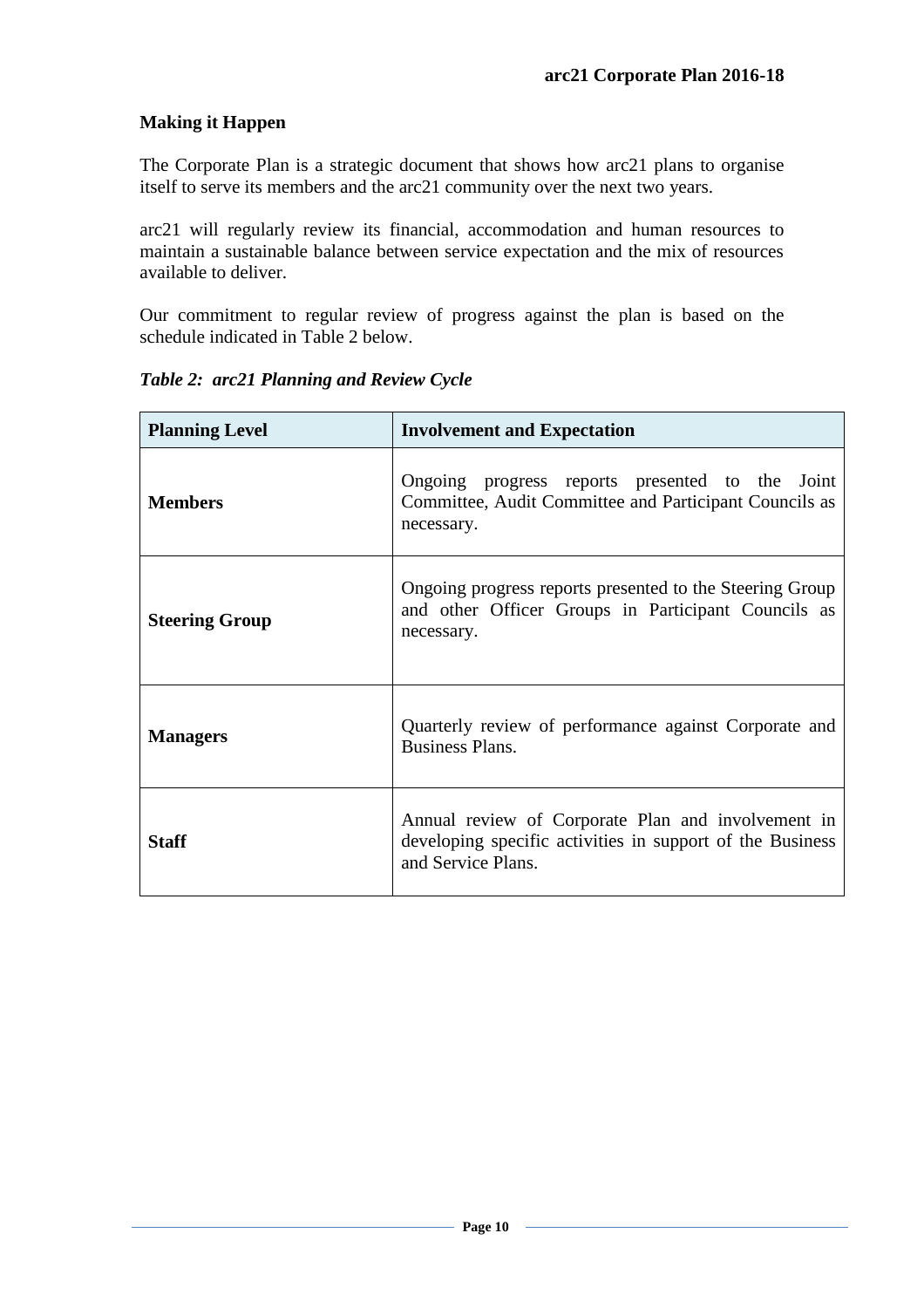## Making it Happen

The Corporate Plan is a strategic document that shows how arc21 plans to organise itself to serve its members and the arc21 community over the next two years.

arc21 will regularly review its financial, accommodation and human resources to maintain a sustainable balance between service expectation and the mix of resources available to deliver.

Our commitment to regular review of progress against the plan is based on the schedule indicated in Table 2 below.

***Table 2: arc21 Planning and Review Cycle***

| Planning Level | Involvement and Expectation |
|---|---|
| **Members** | Ongoing progress reports presented to the Joint Committee, Audit Committee and Participant Councils as necessary. |
| **Steering Group** | Ongoing progress reports presented to the Steering Group and other Officer Groups in Participant Councils as necessary. |
| **Managers** | Quarterly review of performance against Corporate and Business Plans. |
| **Staff** | Annual review of Corporate Plan and involvement in developing specific activities in support of the Business and Service Plans. |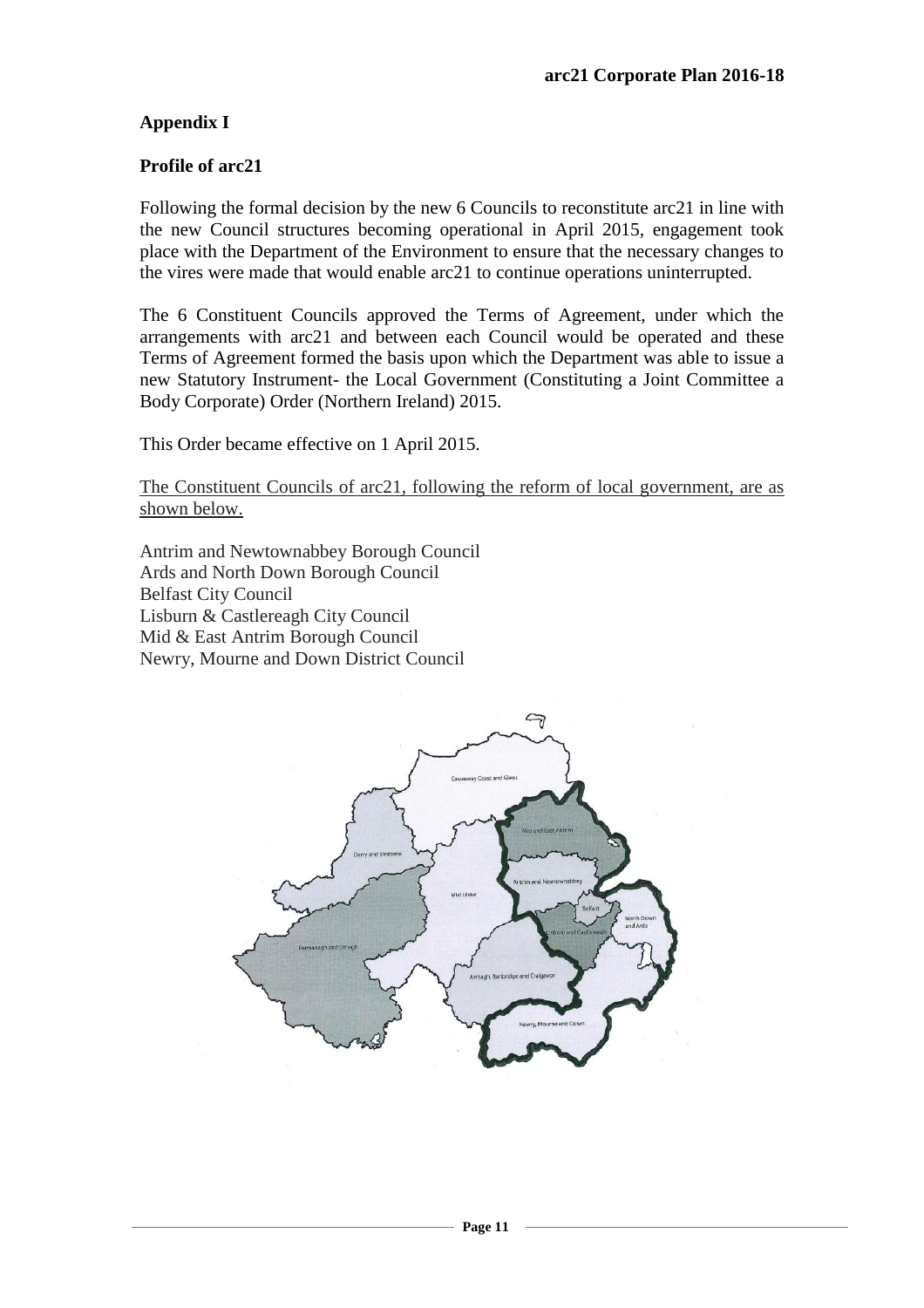## Appendix I

### Profile of arc21

Following the formal decision by the new 6 Councils to reconstitute arc21 in line with the new Council structures becoming operational in April 2015, engagement took place with the Department of the Environment to ensure that the necessary changes to the vires were made that would enable arc21 to continue operations uninterrupted.

The 6 Constituent Councils approved the Terms of Agreement, under which the arrangements with arc21 and between each Council would be operated and these Terms of Agreement formed the basis upon which the Department was able to issue a new Statutory Instrument- the Local Government (Constituting a Joint Committee a Body Corporate) Order (Northern Ireland) 2015.

This Order became effective on 1 April 2015.

The Constituent Councils of arc21, following the reform of local government, are as shown below.

Antrim and Newtownabbey Borough Council
Ards and North Down Borough Council
Belfast City Council
Lisburn & Castlereagh City Council
Mid & East Antrim Borough Council
Newry, Mourne and Down District Council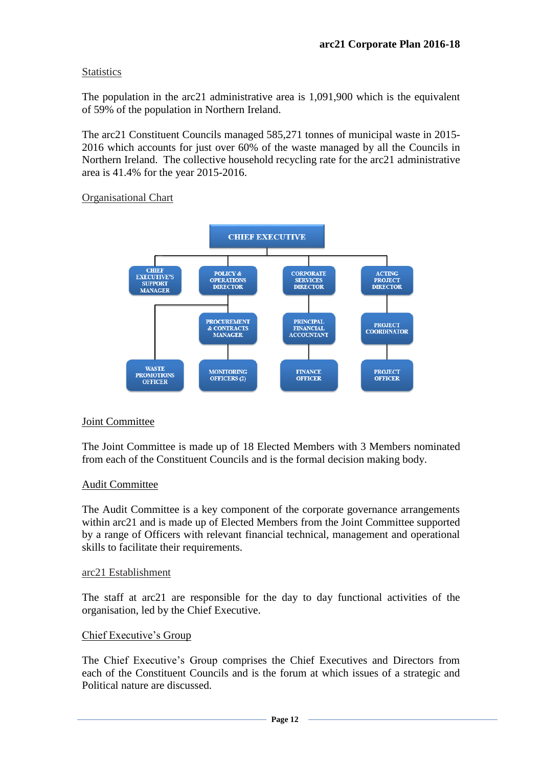## Statistics

The population in the arc21 administrative area is 1,091,900 which is the equivalent of 59% of the population in Northern Ireland.

The arc21 Constituent Councils managed 585,271 tonnes of municipal waste in 2015-2016 which accounts for just over 60% of the waste managed by all the Councils in Northern Ireland. The collective household recycling rate for the arc21 administrative area is 41.4% for the year 2015-2016.

## Organisational Chart

- CHIEF EXECUTIVE
  - CHIEF EXECUTIVE'S SUPPORT MANAGER
  - POLICY & OPERATIONS DIRECTOR
    - WASTE PROMOTIONS OFFICER
    - PROCUREMENT & CONTRACTS MANAGER
      - MONITORING OFFICERS (2)
  - CORPORATE SERVICES DIRECTOR
    - PRINCIPAL FINANCIAL ACCOUNTANT
      - FINANCE OFFICER
  - ACTING PROJECT DIRECTOR
    - PROJECT COORDINATOR
      - PROJECT OFFICER

## Joint Committee

The Joint Committee is made up of 18 Elected Members with 3 Members nominated from each of the Constituent Councils and is the formal decision making body.

## Audit Committee

The Audit Committee is a key component of the corporate governance arrangements within arc21 and is made up of Elected Members from the Joint Committee supported by a range of Officers with relevant financial technical, management and operational skills to facilitate their requirements.

## arc21 Establishment

The staff at arc21 are responsible for the day to day functional activities of the organisation, led by the Chief Executive.

## Chief Executive's Group

The Chief Executive's Group comprises the Chief Executives and Directors from each of the Constituent Councils and is the forum at which issues of a strategic and Political nature are discussed.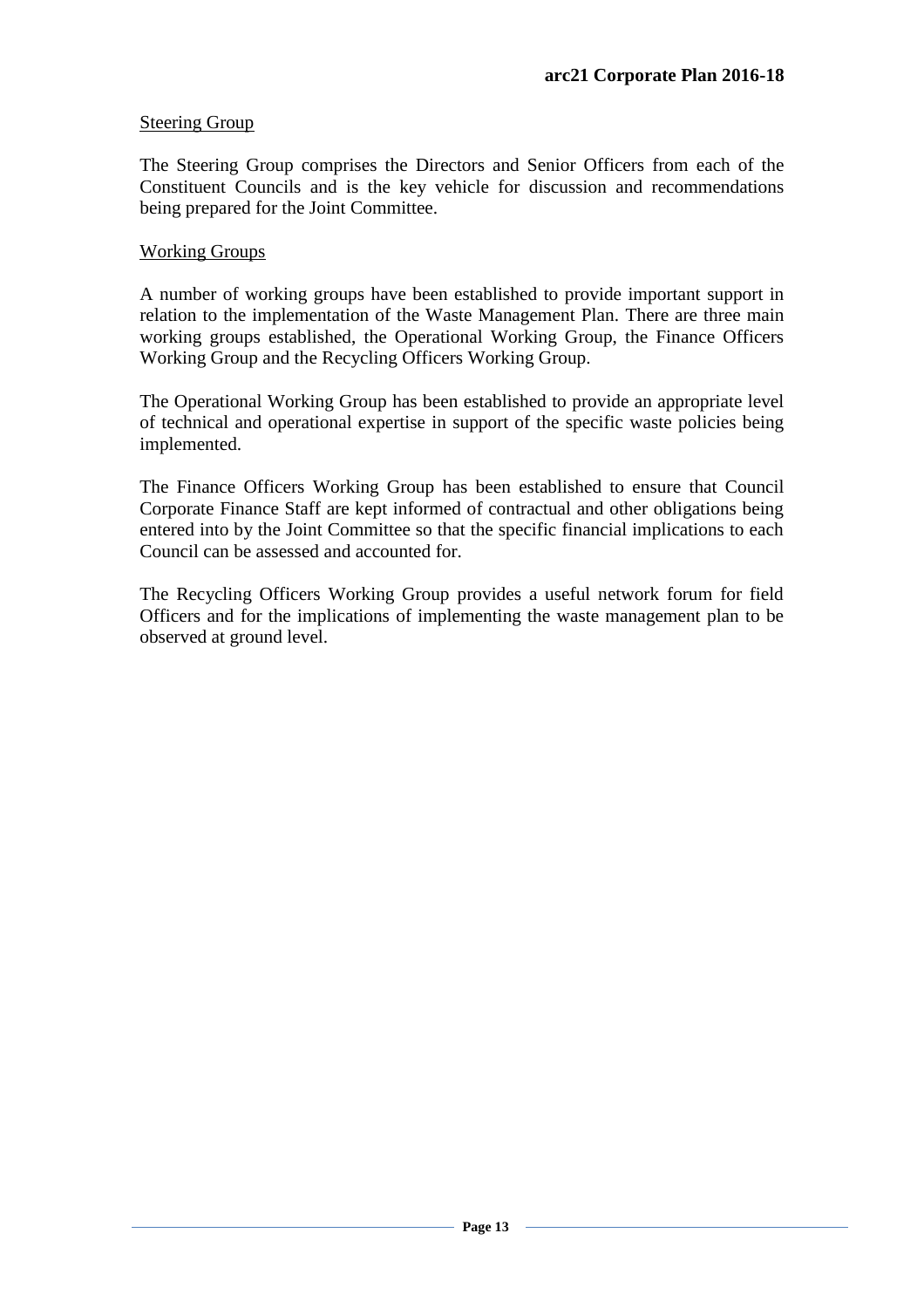Steering Group

The Steering Group comprises the Directors and Senior Officers from each of the Constituent Councils and is the key vehicle for discussion and recommendations being prepared for the Joint Committee.

Working Groups

A number of working groups have been established to provide important support in relation to the implementation of the Waste Management Plan. There are three main working groups established, the Operational Working Group, the Finance Officers Working Group and the Recycling Officers Working Group.

The Operational Working Group has been established to provide an appropriate level of technical and operational expertise in support of the specific waste policies being implemented.

The Finance Officers Working Group has been established to ensure that Council Corporate Finance Staff are kept informed of contractual and other obligations being entered into by the Joint Committee so that the specific financial implications to each Council can be assessed and accounted for.

The Recycling Officers Working Group provides a useful network forum for field Officers and for the implications of implementing the waste management plan to be observed at ground level.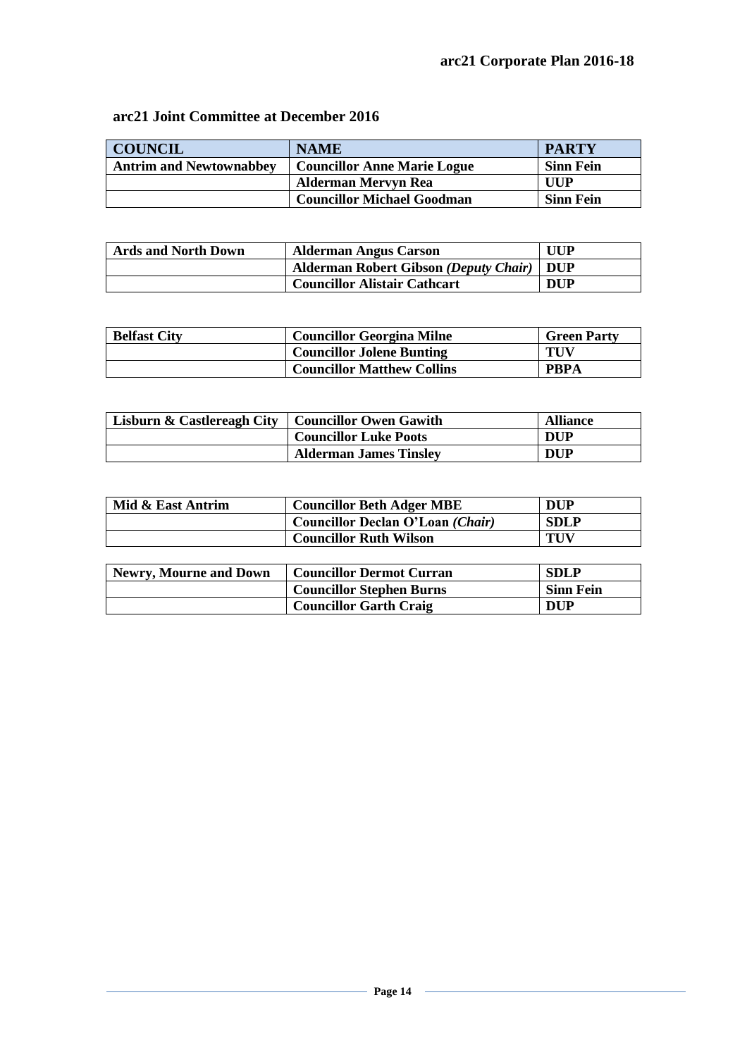**arc21 Joint Committee at December 2016**

| COUNCIL | NAME | PARTY |
|---|---|---|
| Antrim and Newtownabbey | Councillor Anne Marie Logue | Sinn Fein |
| | Alderman Mervyn Rea | UUP |
| | Councillor Michael Goodman | Sinn Fein |

| | | |
|---|---|---|
| Ards and North Down | Alderman Angus Carson | UUP |
| | Alderman Robert Gibson *(Deputy Chair)* | DUP |
| | Councillor Alistair Cathcart | DUP |

| | | |
|---|---|---|
| Belfast City | Councillor Georgina Milne | Green Party |
| | Councillor Jolene Bunting | TUV |
| | Councillor Matthew Collins | PBPA |

| | | |
|---|---|---|
| Lisburn & Castlereagh City | Councillor Owen Gawith | Alliance |
| | Councillor Luke Poots | DUP |
| | Alderman James Tinsley | DUP |

| | | |
|---|---|---|
| Mid & East Antrim | Councillor Beth Adger MBE | DUP |
| | Councillor Declan O'Loan *(Chair)* | SDLP |
| | Councillor Ruth Wilson | TUV |

| | | |
|---|---|---|
| Newry, Mourne and Down | Councillor Dermot Curran | SDLP |
| | Councillor Stephen Burns | Sinn Fein |
| | Councillor Garth Craig | DUP |